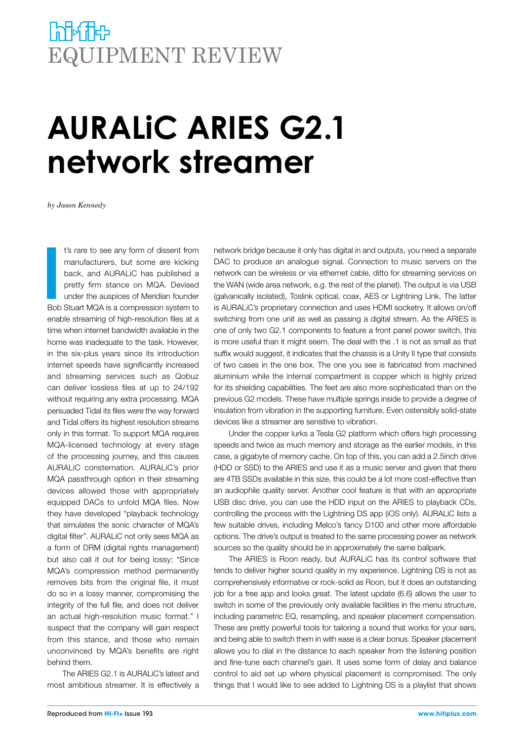# EQUIPMENT REVIEW

# AURALiC ARIES G2.1 network streamer

*by Jason Kennedy*

It's rare to see any form of dissent from manufacturers, but some are kicking back, and AURALiC has published a pretty firm stance on MQA. Devised under the auspices of Meridian founder Bob Stuart MQA is a compression system to enable streaming of high-resolution files at a time when internet bandwidth available in the home was inadequate to the task. However, in the six-plus years since its introduction internet speeds have significantly increased and streaming services such as Qobuz can deliver lossless files at up to 24/192 without requiring any extra processing. MQA persuaded Tidal its files were the way forward and Tidal offers its highest resolution streams only in this format. To support MQA requires MQA-licensed technology at every stage of the processing journey, and this causes AURALiC consternation. AURALiC's prior MQA passthrough option in their streaming devices allowed those with appropriately equipped DACs to unfold MQA files. Now they have developed "playback technology that simulates the sonic character of MQA's digital filter". AURALiC not only sees MQA as a form of DRM (digital rights management) but also call it out for being lossy: "Since MQA's compression method permanently removes bits from the original file, it must do so in a lossy manner, compromising the integrity of the full file, and does not deliver an actual high-resolution music format." I suspect that the company will gain respect from this stance, and those who remain unconvinced by MQA's benefits are right behind them.

The ARIES G2.1 is AURALiC's latest and most ambitious streamer. It is effectively a network bridge because it only has digital in and outputs, you need a separate DAC to produce an analogue signal. Connection to music servers on the network can be wireless or via ethernet cable, ditto for streaming services on the WAN (wide area network, e.g. the rest of the planet). The output is via USB (galvanically isolated), Toslink optical, coax, AES or Lightning Link. The latter is AURALiC's proprietary connection and uses HDMI socketry. It allows on/off switching from one unit as well as passing a digital stream. As the ARIES is one of only two G2.1 components to feature a front panel power switch, this is more useful than it might seem. The deal with the .1 is not as small as that suffix would suggest, it indicates that the chassis is a Unity II type that consists of two cases in the one box. The one you see is fabricated from machined aluminium while the internal compartment is copper which is highly prized for its shielding capabilities. The feet are also more sophisticated than on the previous G2 models. These have multiple springs inside to provide a degree of insulation from vibration in the supporting furniture. Even ostensibly solid-state devices like a streamer are sensitive to vibration.

Under the copper lurks a Tesla G2 platform which offers high processing speeds and twice as much memory and storage as the earlier models, in this case, a gigabyte of memory cache. On top of this, you can add a 2.5inch drive (HDD or SSD) to the ARIES and use it as a music server and given that there are 4TB SSDs available in this size, this could be a lot more cost-effective than an audiophile quality server. Another cool feature is that with an appropriate USB disc drive, you can use the HDD input on the ARIES to playback CDs, controlling the process with the Lightning DS app (iOS only). AURALiC lists a few suitable drives, including Melco's fancy D100 and other more affordable options. The drive's output is treated to the same processing power as network sources so the quality should be in approximately the same ballpark.

The ARIES is Roon ready, but AURALiC has its control software that tends to deliver higher sound quality in my experience. Lightning DS is not as comprehensively informative or rock-solid as Roon, but it does an outstanding job for a free app and looks great. The latest update (6.6) allows the user to switch in some of the previously only available facilities in the menu structure, including parametric EQ, resampling, and speaker placement compensation. These are pretty powerful tools for tailoring a sound that works for your ears, and being able to switch them in with ease is a clear bonus. Speaker placement allows you to dial in the distance to each speaker from the listening position and fine-tune each channel's gain. It uses some form of delay and balance control to aid set up where physical placement is compromised. The only things that I would like to see added to Lightning DS is a playlist that shows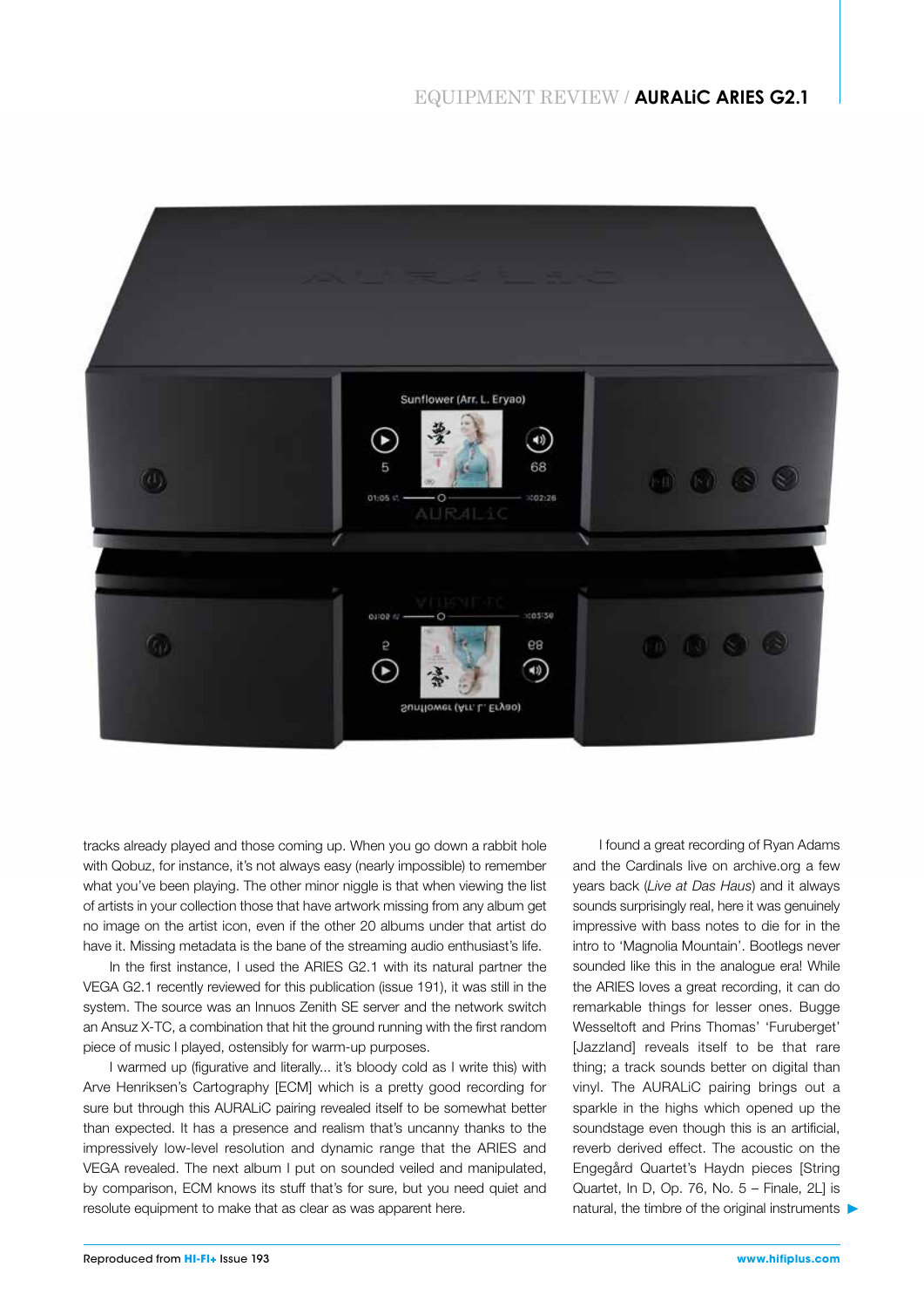tracks already played and those coming up. When you go down a rabbit hole with Qobuz, for instance, it's not always easy (nearly impossible) to remember what you've been playing. The other minor niggle is that when viewing the list of artists in your collection those that have artwork missing from any album get no image on the artist icon, even if the other 20 albums under that artist do have it. Missing metadata is the bane of the streaming audio enthusiast's life.

In the first instance, I used the ARIES G2.1 with its natural partner the VEGA G2.1 recently reviewed for this publication (issue 191), it was still in the system. The source was an Innuos Zenith SE server and the network switch an Ansuz X-TC, a combination that hit the ground running with the first random piece of music I played, ostensibly for warm-up purposes.

I warmed up (figurative and literally... it's bloody cold as I write this) with Arve Henriksen's Cartography [ECM] which is a pretty good recording for sure but through this AURALiC pairing revealed itself to be somewhat better than expected. It has a presence and realism that's uncanny thanks to the impressively low-level resolution and dynamic range that the ARIES and VEGA revealed. The next album I put on sounded veiled and manipulated, by comparison, ECM knows its stuff that's for sure, but you need quiet and resolute equipment to make that as clear as was apparent here.

I found a great recording of Ryan Adams and the Cardinals live on archive.org a few years back (*Live at Das Haus*) and it always sounds surprisingly real, here it was genuinely impressive with bass notes to die for in the intro to 'Magnolia Mountain'. Bootlegs never sounded like this in the analogue era! While the ARIES loves a great recording, it can do remarkable things for lesser ones. Bugge Wesseltoft and Prins Thomas' 'Furuberget' [Jazzland] reveals itself to be that rare thing; a track sounds better on digital than vinyl. The AURALiC pairing brings out a sparkle in the highs which opened up the soundstage even though this is an artificial, reverb derived effect. The acoustic on the Engegård Quartet's Haydn pieces [String Quartet, In D, Op. 76, No. 5 – Finale, 2L] is natural, the timbre of the original instruments ▶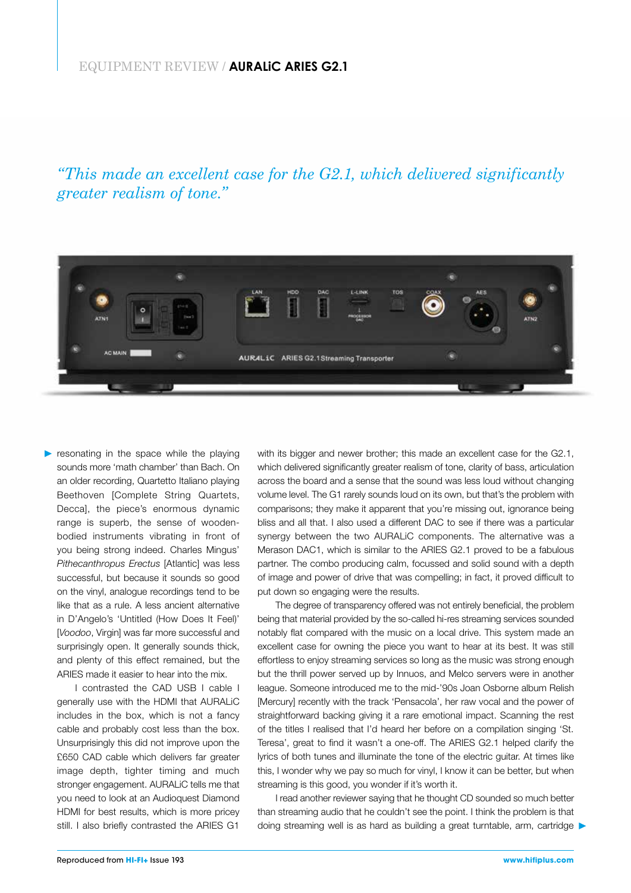*"This made an excellent case for the G2.1, which delivered significantly greater realism of tone."*

resonating in the space while the playing sounds more 'math chamber' than Bach. On an older recording, Quartetto Italiano playing Beethoven [Complete String Quartets, Decca], the piece's enormous dynamic range is superb, the sense of wooden-bodied instruments vibrating in front of you being strong indeed. Charles Mingus' *Pithecanthropus Erectus* [Atlantic] was less successful, but because it sounds so good on the vinyl, analogue recordings tend to be like that as a rule. A less ancient alternative in D'Angelo's 'Untitled (How Does It Feel)' [*Voodoo*, Virgin] was far more successful and surprisingly open. It generally sounds thick, and plenty of this effect remained, but the ARIES made it easier to hear into the mix.

I contrasted the CAD USB I cable I generally use with the HDMI that AURALiC includes in the box, which is not a fancy cable and probably cost less than the box. Unsurprisingly this did not improve upon the £650 CAD cable which delivers far greater image depth, tighter timing and much stronger engagement. AURALiC tells me that you need to look at an Audioquest Diamond HDMI for best results, which is more pricey still. I also briefly contrasted the ARIES G1 with its bigger and newer brother; this made an excellent case for the G2.1, which delivered significantly greater realism of tone, clarity of bass, articulation across the board and a sense that the sound was less loud without changing volume level. The G1 rarely sounds loud on its own, but that's the problem with comparisons; they make it apparent that you're missing out, ignorance being bliss and all that. I also used a different DAC to see if there was a particular synergy between the two AURALiC components. The alternative was a Merason DAC1, which is similar to the ARIES G2.1 proved to be a fabulous partner. The combo producing calm, focussed and solid sound with a depth of image and power of drive that was compelling; in fact, it proved difficult to put down so engaging were the results.

The degree of transparency offered was not entirely beneficial, the problem being that material provided by the so-called hi-res streaming services sounded notably flat compared with the music on a local drive. This system made an excellent case for owning the piece you want to hear at its best. It was still effortless to enjoy streaming services so long as the music was strong enough but the thrill power served up by Innuos, and Melco servers were in another league. Someone introduced me to the mid-'90s Joan Osborne album Relish [Mercury] recently with the track 'Pensacola', her raw vocal and the power of straightforward backing giving it a rare emotional impact. Scanning the rest of the titles I realised that I'd heard her before on a compilation singing 'St. Teresa', great to find it wasn't a one-off. The ARIES G2.1 helped clarify the lyrics of both tunes and illuminate the tone of the electric guitar. At times like this, I wonder why we pay so much for vinyl, I know it can be better, but when streaming is this good, you wonder if it's worth it.

I read another reviewer saying that he thought CD sounded so much better than streaming audio that he couldn't see the point. I think the problem is that doing streaming well is as hard as building a great turntable, arm, cartridge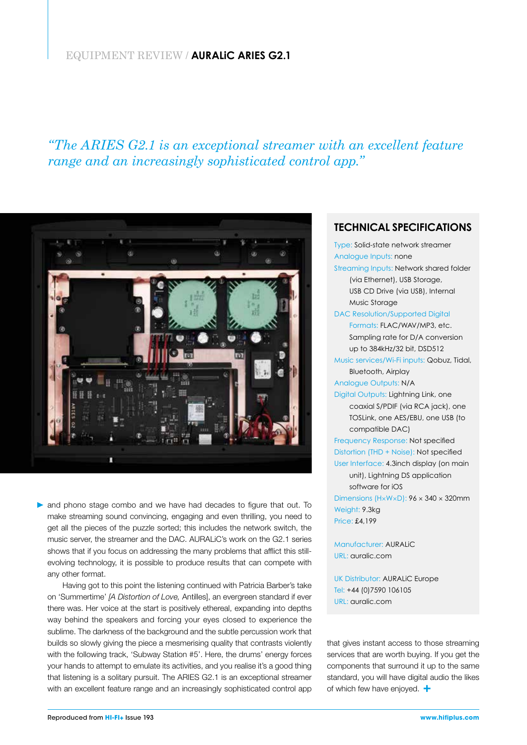EQUIPMENT REVIEW / **AURALiC ARIES G2.1**

*"The ARIES G2.1 is an exceptional streamer with an excellent feature range and an increasingly sophisticated control app."*

and phono stage combo and we have had decades to figure that out. To make streaming sound convincing, engaging and even thrilling, you need to get all the pieces of the puzzle sorted; this includes the network switch, the music server, the streamer and the DAC. AURALiC's work on the G2.1 series shows that if you focus on addressing the many problems that afflict this still-evolving technology, it is possible to produce results that can compete with any other format.

Having got to this point the listening continued with Patricia Barber's take on 'Summertime' *[A Distortion of Love,* Antilles], an evergreen standard if ever there was. Her voice at the start is positively ethereal, expanding into depths way behind the speakers and forcing your eyes closed to experience the sublime. The darkness of the background and the subtle percussion work that builds so slowly giving the piece a mesmerising quality that contrasts violently with the following track, 'Subway Station #5'. Here, the drums' energy forces your hands to attempt to emulate its activities, and you realise it's a good thing that listening is a solitary pursuit. The ARIES G2.1 is an exceptional streamer with an excellent feature range and an increasingly sophisticated control app that gives instant access to those streaming services that are worth buying. If you get the components that surround it up to the same standard, you will have digital audio the likes of which few have enjoyed. +

## TECHNICAL SPECIFICATIONS

Type: Solid-state network streamer

Analogue Inputs: none

Streaming Inputs: Network shared folder (via Ethernet), USB Storage, USB CD Drive (via USB), Internal Music Storage

DAC Resolution/Supported Digital Formats: FLAC/WAV/MP3, etc. Sampling rate for D/A conversion up to 384kHz/32 bit, DSD512

Music services/Wi-Fi inputs: Qobuz, Tidal, Bluetooth, Airplay

Analogue Outputs: N/A

Digital Outputs: Lightning Link, one coaxial S/PDIF (via RCA jack), one TOSLink, one AES/EBU, one USB (to compatible DAC)

Frequency Response: Not specified

Distortion (THD + Noise): Not specified

User Interface: 4.3inch display (on main unit), Lightning DS application software for iOS

Dimensions (H×W×D): 96 × 340 × 320mm

Weight: 9.3kg

Price: £4,199

Manufacturer: AURALiC

URL: auralic.com

UK Distributor: AURALiC Europe

Tel: +44 (0)7590 106105

URL: auralic.com